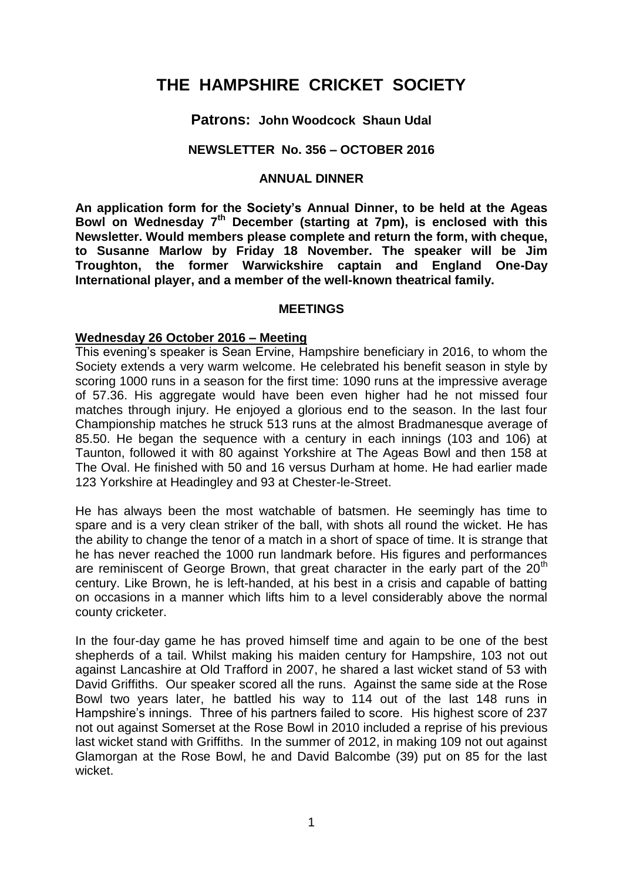# THE HAMPSHIRE CRICKET SOCIETY

## Patrons: John Woodcock Shaun Udal

### NEWSLETTER No. 356 – OCTOBER 2016

### ANNUAL DINNER

**An application form for the Society's Annual Dinner, to be held at the Ageas Bowl on Wednesday 7th December (starting at 7pm), is enclosed with this Newsletter. Would members please complete and return the form, with cheque, to Susanne Marlow by Friday 18 November. The speaker will be Jim Troughton, the former Warwickshire captain and England One-Day International player, and a member of the well-known theatrical family.**

### MEETINGS

**Wednesday 26 October 2016 – Meeting**

This evening's speaker is Sean Ervine, Hampshire beneficiary in 2016, to whom the Society extends a very warm welcome. He celebrated his benefit season in style by scoring 1000 runs in a season for the first time: 1090 runs at the impressive average of 57.36. His aggregate would have been even higher had he not missed four matches through injury. He enjoyed a glorious end to the season. In the last four Championship matches he struck 513 runs at the almost Bradmanesque average of 85.50. He began the sequence with a century in each innings (103 and 106) at Taunton, followed it with 80 against Yorkshire at The Ageas Bowl and then 158 at The Oval. He finished with 50 and 16 versus Durham at home. He had earlier made 123 Yorkshire at Headingley and 93 at Chester-le-Street.

He has always been the most watchable of batsmen. He seemingly has time to spare and is a very clean striker of the ball, with shots all round the wicket. He has the ability to change the tenor of a match in a short of space of time. It is strange that he has never reached the 1000 run landmark before. His figures and performances are reminiscent of George Brown, that great character in the early part of the 20th century. Like Brown, he is left-handed, at his best in a crisis and capable of batting on occasions in a manner which lifts him to a level considerably above the normal county cricketer.

In the four-day game he has proved himself time and again to be one of the best shepherds of a tail. Whilst making his maiden century for Hampshire, 103 not out against Lancashire at Old Trafford in 2007, he shared a last wicket stand of 53 with David Griffiths. Our speaker scored all the runs. Against the same side at the Rose Bowl two years later, he battled his way to 114 out of the last 148 runs in Hampshire's innings. Three of his partners failed to score. His highest score of 237 not out against Somerset at the Rose Bowl in 2010 included a reprise of his previous last wicket stand with Griffiths. In the summer of 2012, in making 109 not out against Glamorgan at the Rose Bowl, he and David Balcombe (39) put on 85 for the last wicket.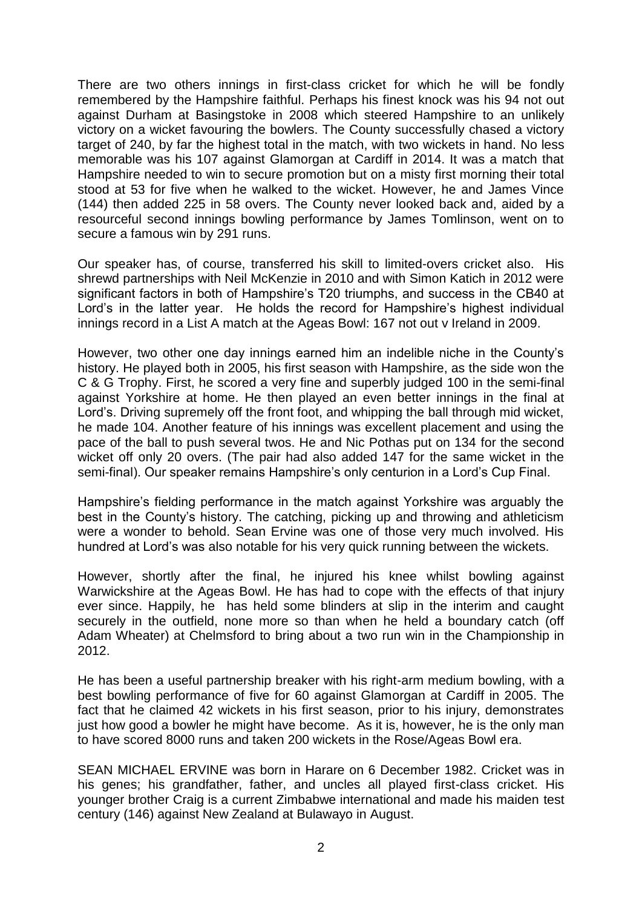There are two others innings in first-class cricket for which he will be fondly remembered by the Hampshire faithful. Perhaps his finest knock was his 94 not out against Durham at Basingstoke in 2008 which steered Hampshire to an unlikely victory on a wicket favouring the bowlers. The County successfully chased a victory target of 240, by far the highest total in the match, with two wickets in hand. No less memorable was his 107 against Glamorgan at Cardiff in 2014. It was a match that Hampshire needed to win to secure promotion but on a misty first morning their total stood at 53 for five when he walked to the wicket. However, he and James Vince (144) then added 225 in 58 overs. The County never looked back and, aided by a resourceful second innings bowling performance by James Tomlinson, went on to secure a famous win by 291 runs.

Our speaker has, of course, transferred his skill to limited-overs cricket also. His shrewd partnerships with Neil McKenzie in 2010 and with Simon Katich in 2012 were significant factors in both of Hampshire's T20 triumphs, and success in the CB40 at Lord's in the latter year. He holds the record for Hampshire's highest individual innings record in a List A match at the Ageas Bowl: 167 not out v Ireland in 2009.

However, two other one day innings earned him an indelible niche in the County's history. He played both in 2005, his first season with Hampshire, as the side won the C & G Trophy. First, he scored a very fine and superbly judged 100 in the semi-final against Yorkshire at home. He then played an even better innings in the final at Lord's. Driving supremely off the front foot, and whipping the ball through mid wicket, he made 104. Another feature of his innings was excellent placement and using the pace of the ball to push several twos. He and Nic Pothas put on 134 for the second wicket off only 20 overs. (The pair had also added 147 for the same wicket in the semi-final). Our speaker remains Hampshire's only centurion in a Lord's Cup Final.

Hampshire's fielding performance in the match against Yorkshire was arguably the best in the County's history. The catching, picking up and throwing and athleticism were a wonder to behold. Sean Ervine was one of those very much involved. His hundred at Lord's was also notable for his very quick running between the wickets.

However, shortly after the final, he injured his knee whilst bowling against Warwickshire at the Ageas Bowl. He has had to cope with the effects of that injury ever since. Happily, he has held some blinders at slip in the interim and caught securely in the outfield, none more so than when he held a boundary catch (off Adam Wheater) at Chelmsford to bring about a two run win in the Championship in 2012.

He has been a useful partnership breaker with his right-arm medium bowling, with a best bowling performance of five for 60 against Glamorgan at Cardiff in 2005. The fact that he claimed 42 wickets in his first season, prior to his injury, demonstrates just how good a bowler he might have become. As it is, however, he is the only man to have scored 8000 runs and taken 200 wickets in the Rose/Ageas Bowl era.

SEAN MICHAEL ERVINE was born in Harare on 6 December 1982. Cricket was in his genes; his grandfather, father, and uncles all played first-class cricket. His younger brother Craig is a current Zimbabwe international and made his maiden test century (146) against New Zealand at Bulawayo in August.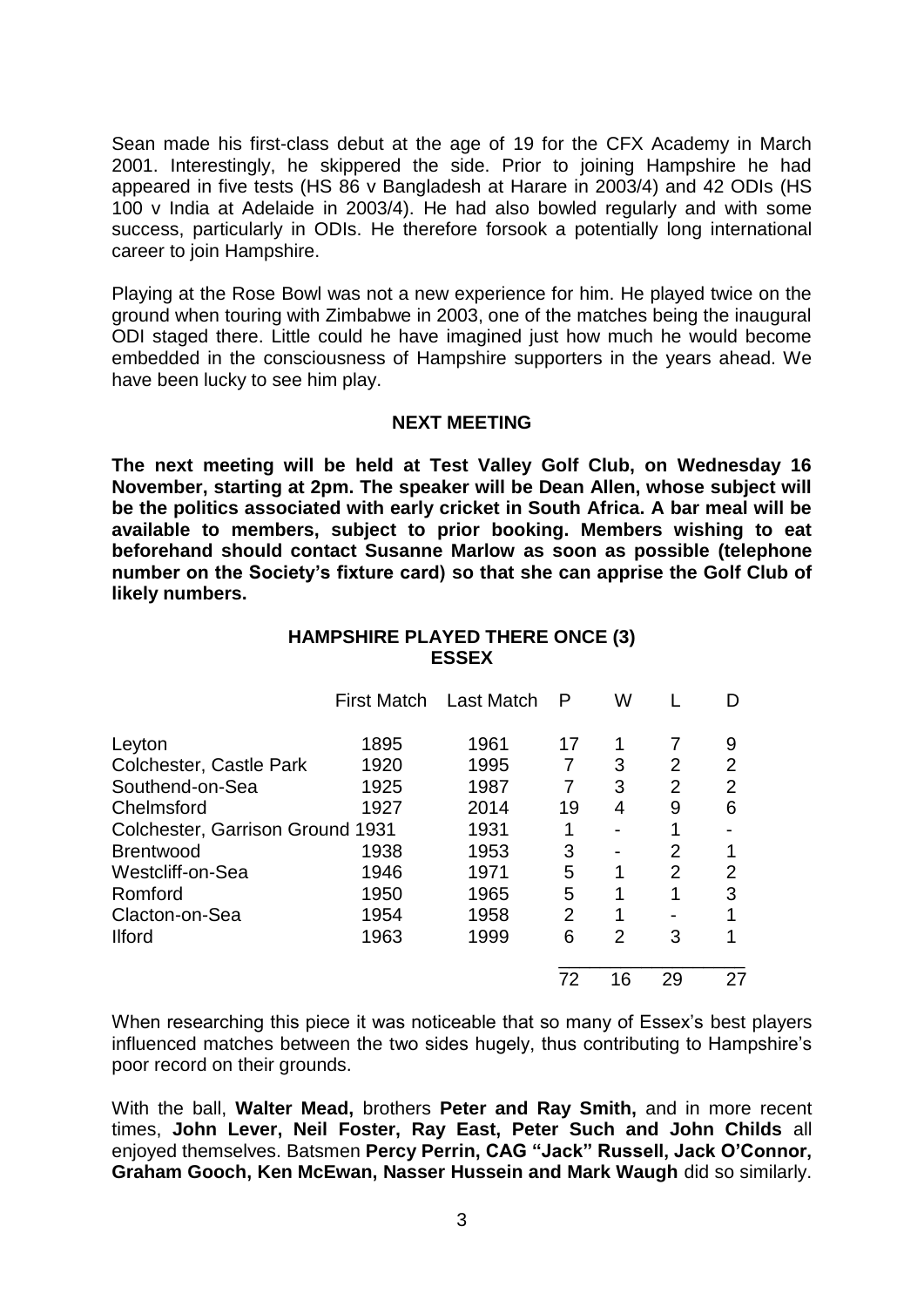Sean made his first-class debut at the age of 19 for the CFX Academy in March 2001. Interestingly, he skippered the side. Prior to joining Hampshire he had appeared in five tests (HS 86 v Bangladesh at Harare in 2003/4) and 42 ODIs (HS 100 v India at Adelaide in 2003/4). He had also bowled regularly and with some success, particularly in ODIs. He therefore forsook a potentially long international career to join Hampshire.

Playing at the Rose Bowl was not a new experience for him. He played twice on the ground when touring with Zimbabwe in 2003, one of the matches being the inaugural ODI staged there. Little could he have imagined just how much he would become embedded in the consciousness of Hampshire supporters in the years ahead. We have been lucky to see him play.

## NEXT MEETING

**The next meeting will be held at Test Valley Golf Club, on Wednesday 16 November, starting at 2pm. The speaker will be Dean Allen, whose subject will be the politics associated with early cricket in South Africa. A bar meal will be available to members, subject to prior booking. Members wishing to eat beforehand should contact Susanne Marlow as soon as possible (telephone number on the Society's fixture card) so that she can apprise the Golf Club of likely numbers.**

## HAMPSHIRE PLAYED THERE ONCE (3)
## ESSEX

| | First Match | Last Match | P | W | L | D |
|---|---|---|---|---|---|---|
| Leyton | 1895 | 1961 | 17 | 1 | 7 | 9 |
| Colchester, Castle Park | 1920 | 1995 | 7 | 3 | 2 | 2 |
| Southend-on-Sea | 1925 | 1987 | 7 | 3 | 2 | 2 |
| Chelmsford | 1927 | 2014 | 19 | 4 | 9 | 6 |
| Colchester, Garrison Ground | 1931 | 1931 | 1 | - | 1 | - |
| Brentwood | 1938 | 1953 | 3 | - | 2 | 1 |
| Westcliff-on-Sea | 1946 | 1971 | 5 | 1 | 2 | 2 |
| Romford | 1950 | 1965 | 5 | 1 | 1 | 3 |
| Clacton-on-Sea | 1954 | 1958 | 2 | 1 | - | 1 |
| Ilford | 1963 | 1999 | 6 | 2 | 3 | 1 |
| | | | 72 | 16 | 29 | 27 |

When researching this piece it was noticeable that so many of Essex's best players influenced matches between the two sides hugely, thus contributing to Hampshire's poor record on their grounds.

With the ball, **Walter Mead,** brothers **Peter and Ray Smith,** and in more recent times, **John Lever, Neil Foster, Ray East, Peter Such and John Childs** all enjoyed themselves. Batsmen **Percy Perrin, CAG "Jack" Russell, Jack O'Connor, Graham Gooch, Ken McEwan, Nasser Hussein and Mark Waugh** did so similarly.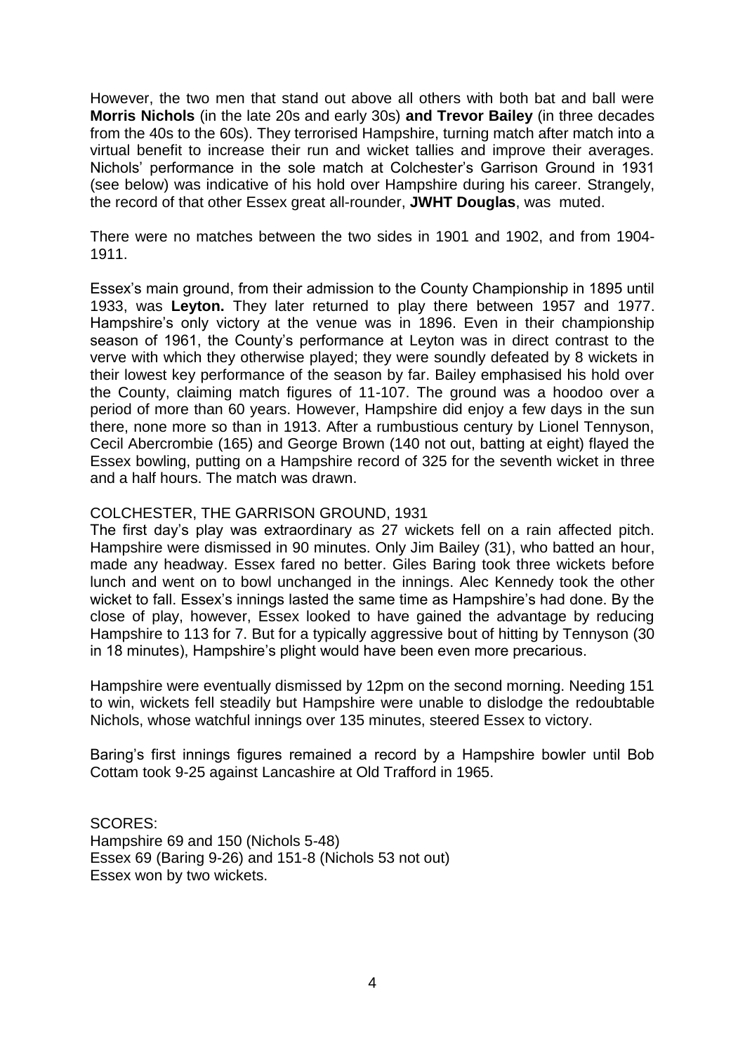However, the two men that stand out above all others with both bat and ball were **Morris Nichols** (in the late 20s and early 30s) **and Trevor Bailey** (in three decades from the 40s to the 60s). They terrorised Hampshire, turning match after match into a virtual benefit to increase their run and wicket tallies and improve their averages. Nichols' performance in the sole match at Colchester's Garrison Ground in 1931 (see below) was indicative of his hold over Hampshire during his career. Strangely, the record of that other Essex great all-rounder, **JWHT Douglas**, was muted.

There were no matches between the two sides in 1901 and 1902, and from 1904-1911.

Essex's main ground, from their admission to the County Championship in 1895 until 1933, was **Leyton.** They later returned to play there between 1957 and 1977. Hampshire's only victory at the venue was in 1896. Even in their championship season of 1961, the County's performance at Leyton was in direct contrast to the verve with which they otherwise played; they were soundly defeated by 8 wickets in their lowest key performance of the season by far. Bailey emphasised his hold over the County, claiming match figures of 11-107. The ground was a hoodoo over a period of more than 60 years. However, Hampshire did enjoy a few days in the sun there, none more so than in 1913. After a rumbustious century by Lionel Tennyson, Cecil Abercrombie (165) and George Brown (140 not out, batting at eight) flayed the Essex bowling, putting on a Hampshire record of 325 for the seventh wicket in three and a half hours. The match was drawn.

COLCHESTER, THE GARRISON GROUND, 1931

The first day's play was extraordinary as 27 wickets fell on a rain affected pitch. Hampshire were dismissed in 90 minutes. Only Jim Bailey (31), who batted an hour, made any headway. Essex fared no better. Giles Baring took three wickets before lunch and went on to bowl unchanged in the innings. Alec Kennedy took the other wicket to fall. Essex's innings lasted the same time as Hampshire's had done. By the close of play, however, Essex looked to have gained the advantage by reducing Hampshire to 113 for 7. But for a typically aggressive bout of hitting by Tennyson (30 in 18 minutes), Hampshire's plight would have been even more precarious.

Hampshire were eventually dismissed by 12pm on the second morning. Needing 151 to win, wickets fell steadily but Hampshire were unable to dislodge the redoubtable Nichols, whose watchful innings over 135 minutes, steered Essex to victory.

Baring's first innings figures remained a record by a Hampshire bowler until Bob Cottam took 9-25 against Lancashire at Old Trafford in 1965.

SCORES:
Hampshire 69 and 150 (Nichols 5-48)
Essex 69 (Baring 9-26) and 151-8 (Nichols 53 not out)
Essex won by two wickets.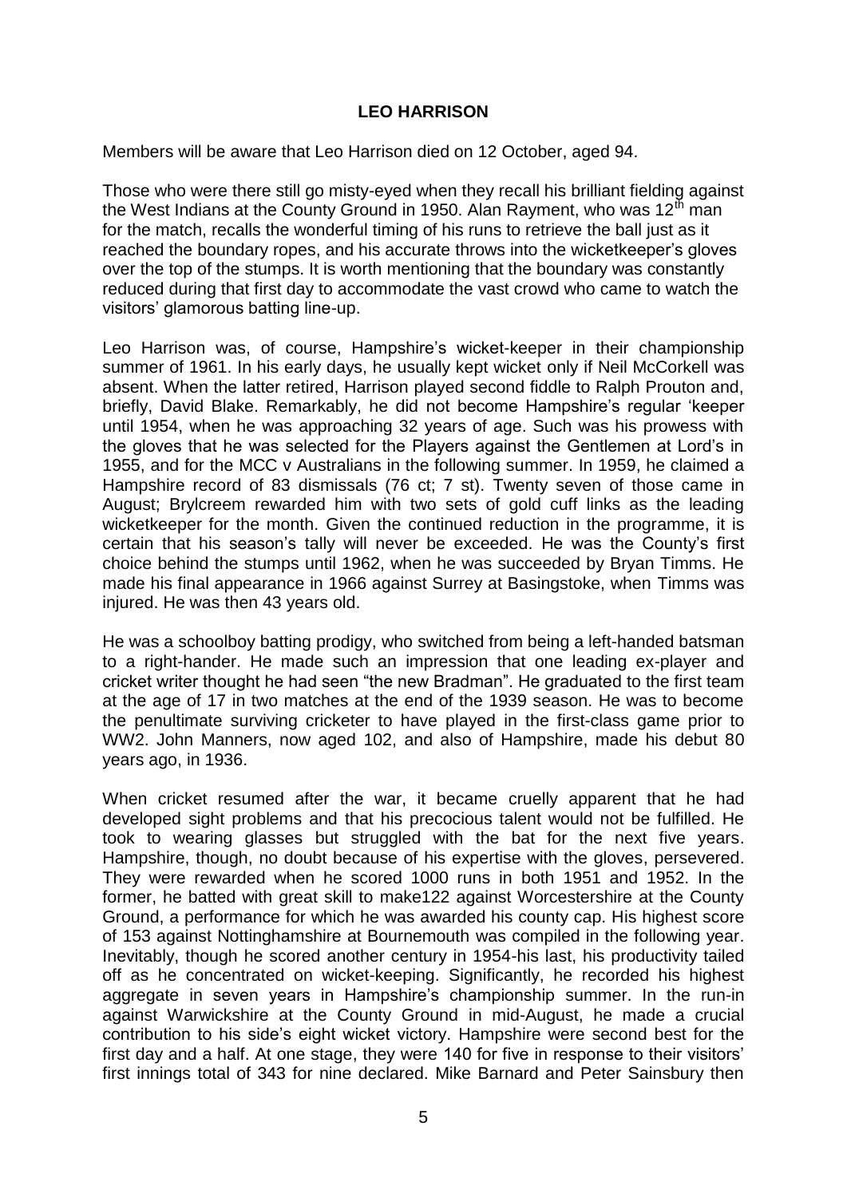## LEO HARRISON

Members will be aware that Leo Harrison died on 12 October, aged 94.

Those who were there still go misty-eyed when they recall his brilliant fielding against the West Indians at the County Ground in 1950. Alan Rayment, who was 12th man for the match, recalls the wonderful timing of his runs to retrieve the ball just as it reached the boundary ropes, and his accurate throws into the wicketkeeper's gloves over the top of the stumps. It is worth mentioning that the boundary was constantly reduced during that first day to accommodate the vast crowd who came to watch the visitors' glamorous batting line-up.

Leo Harrison was, of course, Hampshire's wicket-keeper in their championship summer of 1961. In his early days, he usually kept wicket only if Neil McCorkell was absent. When the latter retired, Harrison played second fiddle to Ralph Prouton and, briefly, David Blake. Remarkably, he did not become Hampshire's regular 'keeper until 1954, when he was approaching 32 years of age. Such was his prowess with the gloves that he was selected for the Players against the Gentlemen at Lord's in 1955, and for the MCC v Australians in the following summer. In 1959, he claimed a Hampshire record of 83 dismissals (76 ct; 7 st). Twenty seven of those came in August; Brylcreem rewarded him with two sets of gold cuff links as the leading wicketkeeper for the month. Given the continued reduction in the programme, it is certain that his season's tally will never be exceeded. He was the County's first choice behind the stumps until 1962, when he was succeeded by Bryan Timms. He made his final appearance in 1966 against Surrey at Basingstoke, when Timms was injured. He was then 43 years old.

He was a schoolboy batting prodigy, who switched from being a left-handed batsman to a right-hander. He made such an impression that one leading ex-player and cricket writer thought he had seen "the new Bradman". He graduated to the first team at the age of 17 in two matches at the end of the 1939 season. He was to become the penultimate surviving cricketer to have played in the first-class game prior to WW2. John Manners, now aged 102, and also of Hampshire, made his debut 80 years ago, in 1936.

When cricket resumed after the war, it became cruelly apparent that he had developed sight problems and that his precocious talent would not be fulfilled. He took to wearing glasses but struggled with the bat for the next five years. Hampshire, though, no doubt because of his expertise with the gloves, persevered. They were rewarded when he scored 1000 runs in both 1951 and 1952. In the former, he batted with great skill to make122 against Worcestershire at the County Ground, a performance for which he was awarded his county cap. His highest score of 153 against Nottinghamshire at Bournemouth was compiled in the following year. Inevitably, though he scored another century in 1954-his last, his productivity tailed off as he concentrated on wicket-keeping. Significantly, he recorded his highest aggregate in seven years in Hampshire's championship summer. In the run-in against Warwickshire at the County Ground in mid-August, he made a crucial contribution to his side's eight wicket victory. Hampshire were second best for the first day and a half. At one stage, they were 140 for five in response to their visitors' first innings total of 343 for nine declared. Mike Barnard and Peter Sainsbury then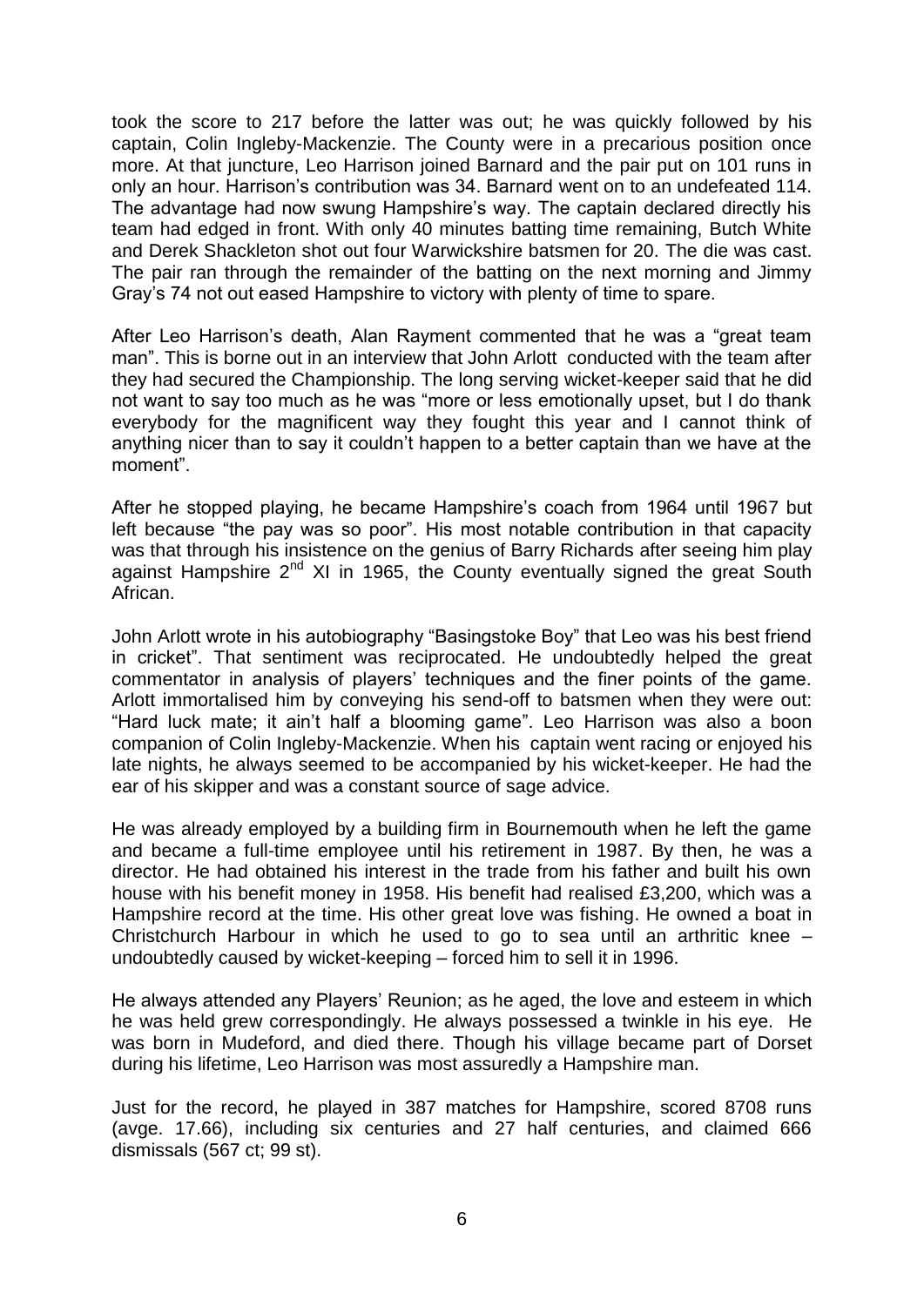took the score to 217 before the latter was out; he was quickly followed by his captain, Colin Ingleby-Mackenzie. The County were in a precarious position once more. At that juncture, Leo Harrison joined Barnard and the pair put on 101 runs in only an hour. Harrison's contribution was 34. Barnard went on to an undefeated 114. The advantage had now swung Hampshire's way. The captain declared directly his team had edged in front. With only 40 minutes batting time remaining, Butch White and Derek Shackleton shot out four Warwickshire batsmen for 20. The die was cast. The pair ran through the remainder of the batting on the next morning and Jimmy Gray's 74 not out eased Hampshire to victory with plenty of time to spare.

After Leo Harrison's death, Alan Rayment commented that he was a "great team man". This is borne out in an interview that John Arlott conducted with the team after they had secured the Championship. The long serving wicket-keeper said that he did not want to say too much as he was "more or less emotionally upset, but I do thank everybody for the magnificent way they fought this year and I cannot think of anything nicer than to say it couldn't happen to a better captain than we have at the moment".

After he stopped playing, he became Hampshire's coach from 1964 until 1967 but left because "the pay was so poor". His most notable contribution in that capacity was that through his insistence on the genius of Barry Richards after seeing him play against Hampshire 2nd XI in 1965, the County eventually signed the great South African.

John Arlott wrote in his autobiography "Basingstoke Boy" that Leo was his best friend in cricket". That sentiment was reciprocated. He undoubtedly helped the great commentator in analysis of players' techniques and the finer points of the game. Arlott immortalised him by conveying his send-off to batsmen when they were out: "Hard luck mate; it ain't half a blooming game". Leo Harrison was also a boon companion of Colin Ingleby-Mackenzie. When his captain went racing or enjoyed his late nights, he always seemed to be accompanied by his wicket-keeper. He had the ear of his skipper and was a constant source of sage advice.

He was already employed by a building firm in Bournemouth when he left the game and became a full-time employee until his retirement in 1987. By then, he was a director. He had obtained his interest in the trade from his father and built his own house with his benefit money in 1958. His benefit had realised £3,200, which was a Hampshire record at the time. His other great love was fishing. He owned a boat in Christchurch Harbour in which he used to go to sea until an arthritic knee – undoubtedly caused by wicket-keeping – forced him to sell it in 1996.

He always attended any Players' Reunion; as he aged, the love and esteem in which he was held grew correspondingly. He always possessed a twinkle in his eye. He was born in Mudeford, and died there. Though his village became part of Dorset during his lifetime, Leo Harrison was most assuredly a Hampshire man.

Just for the record, he played in 387 matches for Hampshire, scored 8708 runs (avge. 17.66), including six centuries and 27 half centuries, and claimed 666 dismissals (567 ct; 99 st).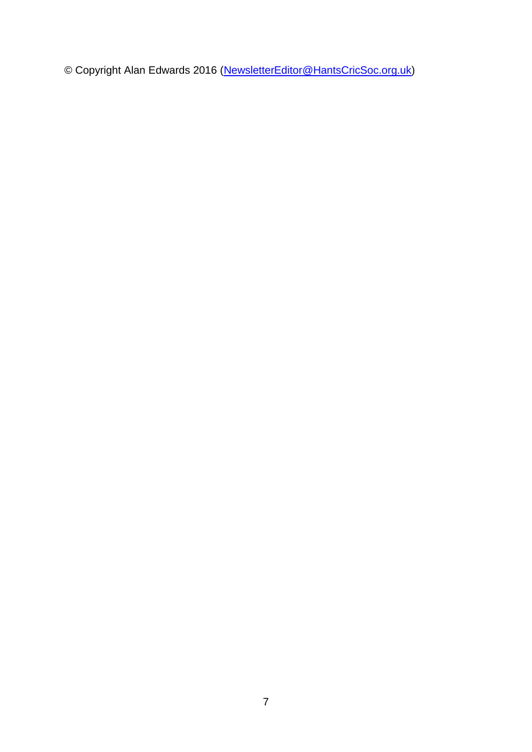© Copyright Alan Edwards 2016 (NewsletterEditor@HantsCricSoc.org.uk)